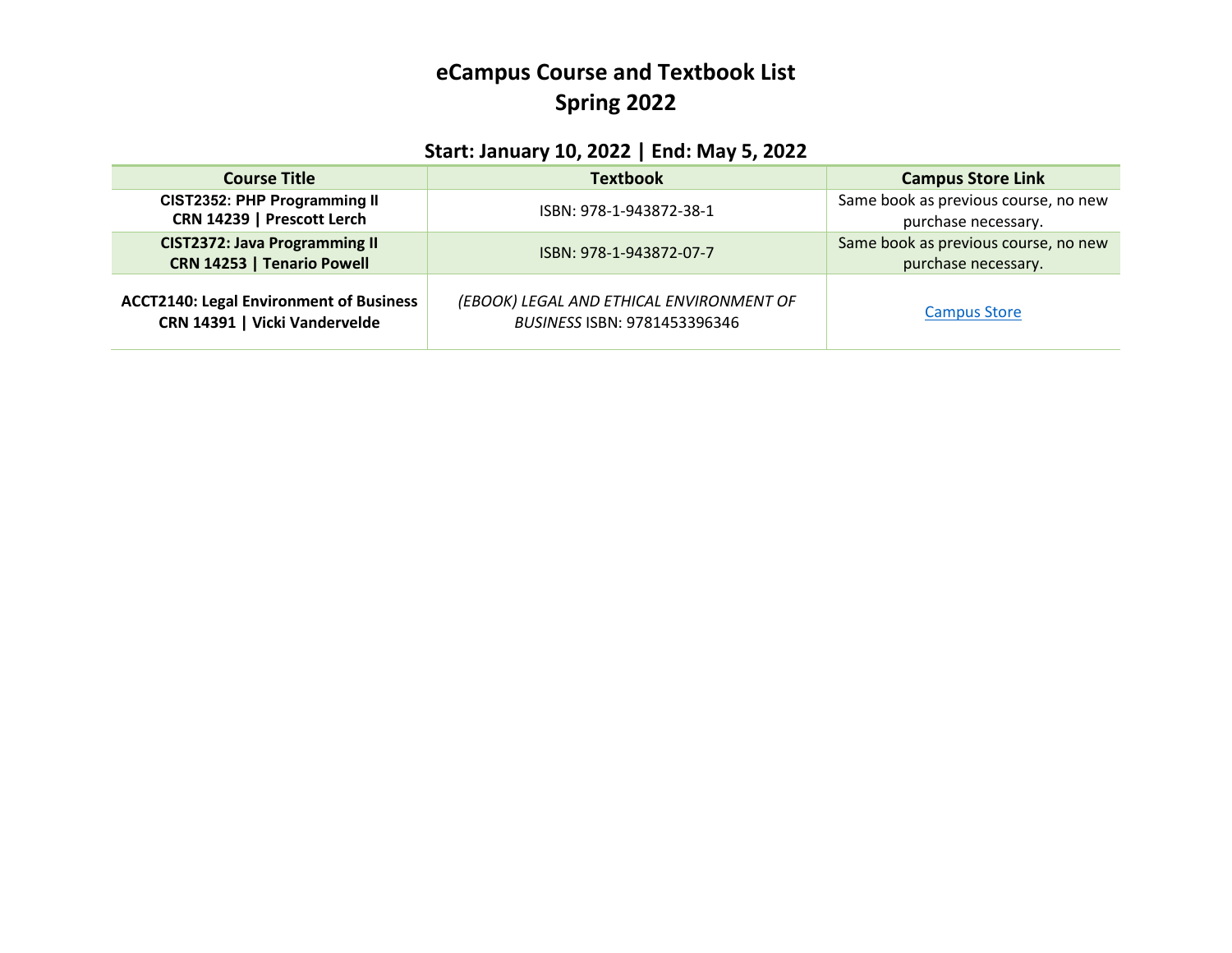# eCampus Course and Textbook List
# Spring 2022

### Start: January 10, 2022 | End: May 5, 2022

| Course Title | Textbook | Campus Store Link |
| --- | --- | --- |
| **CIST2352: PHP Programming II**<br>**CRN 14239 \| Prescott Lerch** | ISBN: 978-1-943872-38-1 | Same book as previous course, no new purchase necessary. |
| **CIST2372: Java Programming II**<br>**CRN 14253 \| Tenario Powell** | ISBN: 978-1-943872-07-7 | Same book as previous course, no new purchase necessary. |
| **ACCT2140: Legal Environment of Business**<br>**CRN 14391 \| Vicki Vandervelde** | *(EBOOK) LEGAL AND ETHICAL ENVIRONMENT OF BUSINESS* ISBN: 9781453396346 | Campus Store |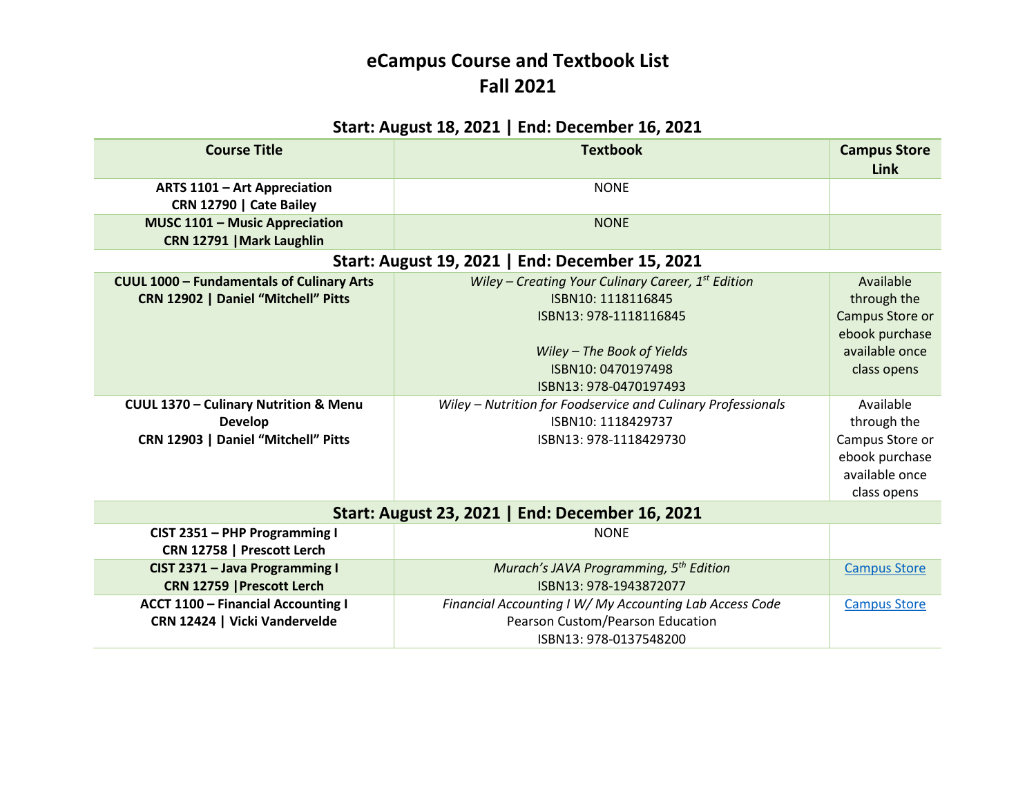# eCampus Course and Textbook List
# Fall 2021

| Course Title | Textbook | Campus Store Link |
|---|---|---|
| **Start: August 18, 2021 \| End: December 16, 2021** | | |
| **ARTS 1101 – Art Appreciation**<br>**CRN 12790 \| Cate Bailey** | NONE | |
| **MUSC 1101 – Music Appreciation**<br>**CRN 12791 \|Mark Laughlin** | NONE | |
| **Start: August 19, 2021 \| End: December 15, 2021** | | |
| **CUUL 1000 – Fundamentals of Culinary Arts**<br>**CRN 12902 \| Daniel "Mitchell" Pitts** | *Wiley – Creating Your Culinary Career, 1st Edition*<br>ISBN10: 1118116845<br>ISBN13: 978-1118116845<br><br>*Wiley – The Book of Yields*<br>ISBN10: 0470197498<br>ISBN13: 978-0470197493 | Available through the Campus Store or ebook purchase available once class opens |
| **CUUL 1370 – Culinary Nutrition & Menu Develop**<br>**CRN 12903 \| Daniel "Mitchell" Pitts** | *Wiley – Nutrition for Foodservice and Culinary Professionals*<br>ISBN10: 1118429737<br>ISBN13: 978-1118429730 | Available through the Campus Store or ebook purchase available once class opens |
| **Start: August 23, 2021 \| End: December 16, 2021** | | |
| **CIST 2351 – PHP Programming I**<br>**CRN 12758 \| Prescott Lerch** | NONE | |
| **CIST 2371 – Java Programming I**<br>**CRN 12759 \|Prescott Lerch** | *Murach's JAVA Programming, 5th Edition*<br>ISBN13: 978-1943872077 | Campus Store |
| **ACCT 1100 – Financial Accounting I**<br>**CRN 12424 \| Vicki Vandervelde** | *Financial Accounting I W/ My Accounting Lab Access Code*<br>Pearson Custom/Pearson Education<br>ISBN13: 978-0137548200 | Campus Store |